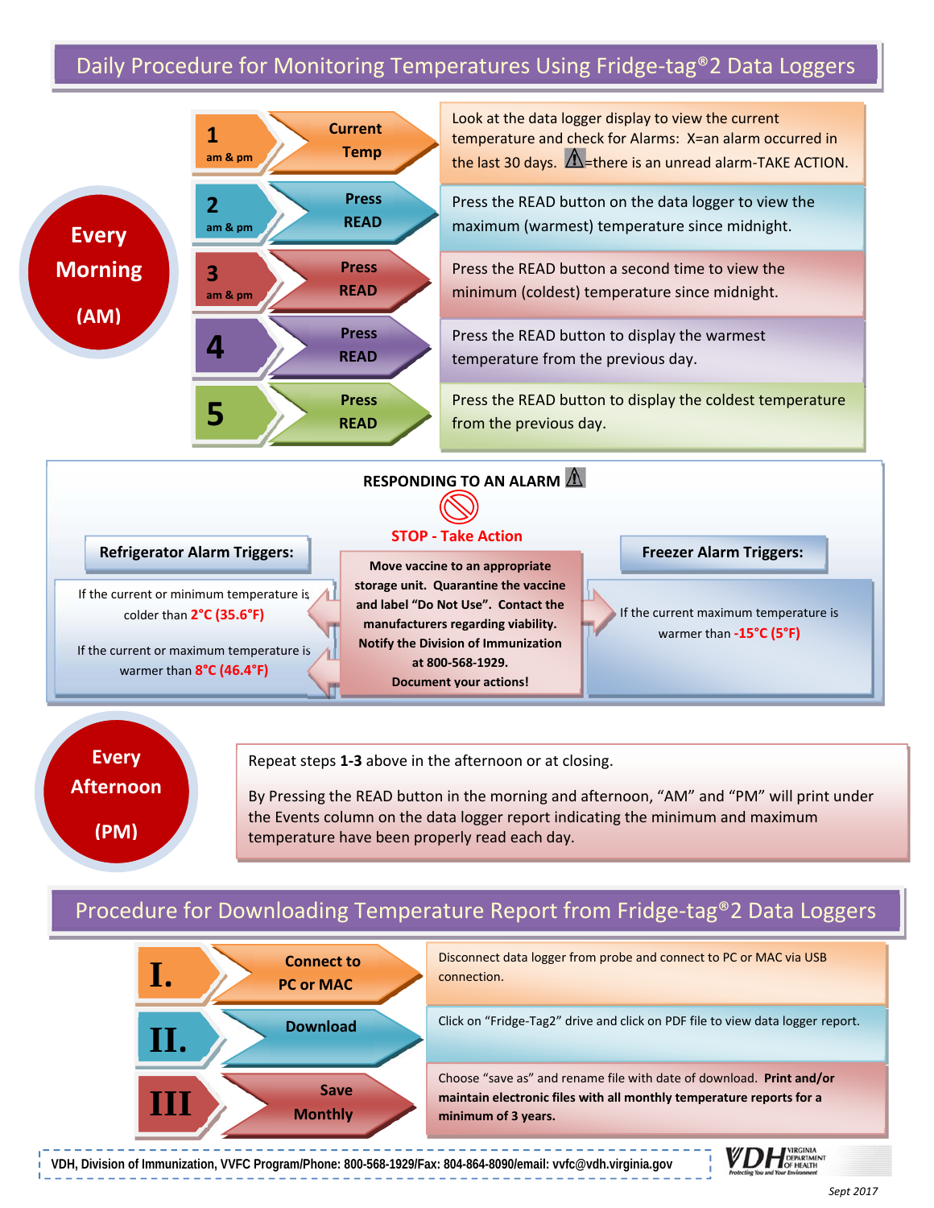# Daily Procedure for Monitoring Temperatures Using Fridge-tag®2 Data Loggers

**Every Morning (AM)**

| Step | Action | Description |
|---|---|---|
| **1** am & pm | **Current Temp** | Look at the data logger display to view the current temperature and check for Alarms: X=an alarm occurred in the last 30 days. ⚠=there is an unread alarm-TAKE ACTION. |
| **2** am & pm | **Press READ** | Press the READ button on the data logger to view the maximum (warmest) temperature since midnight. |
| **3** am & pm | **Press READ** | Press the READ button a second time to view the minimum (coldest) temperature since midnight. |
| **4** | **Press READ** | Press the READ button to display the warmest temperature from the previous day. |
| **5** | **Press READ** | Press the READ button to display the coldest temperature from the previous day. |

## RESPONDING TO AN ALARM ⚠

**STOP - Take Action**

**Refrigerator Alarm Triggers:**

If the current or minimum temperature is colder than **2°C (35.6°F)**

If the current or maximum temperature is warmer than **8°C (46.4°F)**

**Move vaccine to an appropriate storage unit. Quarantine the vaccine and label "Do Not Use". Contact the manufacturers regarding viability. Notify the Division of Immunization at 800-568-1929. Document your actions!**

**Freezer Alarm Triggers:**

If the current maximum temperature is warmer than **-15°C (5°F)**

**Every Afternoon (PM)**

Repeat steps **1-3** above in the afternoon or at closing.

By Pressing the READ button in the morning and afternoon, "AM" and "PM" will print under the Events column on the data logger report indicating the minimum and maximum temperature have been properly read each day.

# Procedure for Downloading Temperature Report from Fridge-tag®2 Data Loggers

| Step | Action | Description |
|---|---|---|
| **I.** | **Connect to PC or MAC** | Disconnect data logger from probe and connect to PC or MAC via USB connection. |
| **II.** | **Download** | Click on "Fridge-Tag2" drive and click on PDF file to view data logger report. |
| **III** | **Save Monthly** | Choose "save as" and rename file with date of download. **Print and/or maintain electronic files with all monthly temperature reports for a minimum of 3 years.** |

VDH, Division of Immunization, VVFC Program/Phone: 800-568-1929/Fax: 804-864-8090/email: vvfc@vdh.virginia.gov

VDH Virginia Department of Health — Protecting You and Your Environment

*Sept 2017*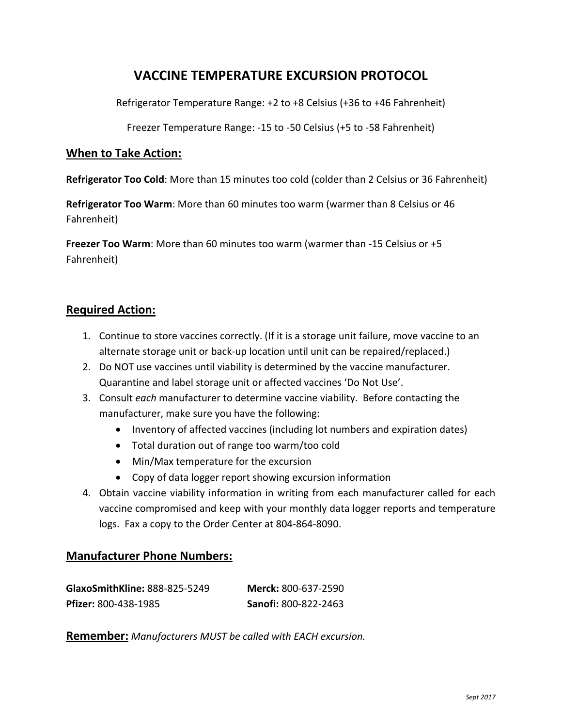# VACCINE TEMPERATURE EXCURSION PROTOCOL

Refrigerator Temperature Range: +2 to +8 Celsius (+36 to +46 Fahrenheit)

Freezer Temperature Range: -15 to -50 Celsius (+5 to -58 Fahrenheit)

## When to Take Action:

**Refrigerator Too Cold**: More than 15 minutes too cold (colder than 2 Celsius or 36 Fahrenheit)

**Refrigerator Too Warm**: More than 60 minutes too warm (warmer than 8 Celsius or 46 Fahrenheit)

**Freezer Too Warm**: More than 60 minutes too warm (warmer than -15 Celsius or +5 Fahrenheit)

## Required Action:

1. Continue to store vaccines correctly. (If it is a storage unit failure, move vaccine to an alternate storage unit or back-up location until unit can be repaired/replaced.)
2. Do NOT use vaccines until viability is determined by the vaccine manufacturer. Quarantine and label storage unit or affected vaccines 'Do Not Use'.
3. Consult *each* manufacturer to determine vaccine viability. Before contacting the manufacturer, make sure you have the following:
   - Inventory of affected vaccines (including lot numbers and expiration dates)
   - Total duration out of range too warm/too cold
   - Min/Max temperature for the excursion
   - Copy of data logger report showing excursion information
4. Obtain vaccine viability information in writing from each manufacturer called for each vaccine compromised and keep with your monthly data logger reports and temperature logs. Fax a copy to the Order Center at 804-864-8090.

## Manufacturer Phone Numbers:

**GlaxoSmithKline:** 888-825-5249

**Merck:** 800-637-2590

**Pfizer:** 800-438-1985

**Sanofi:** 800-822-2463

**Remember:** *Manufacturers MUST be called with EACH excursion.*

*Sept 2017*